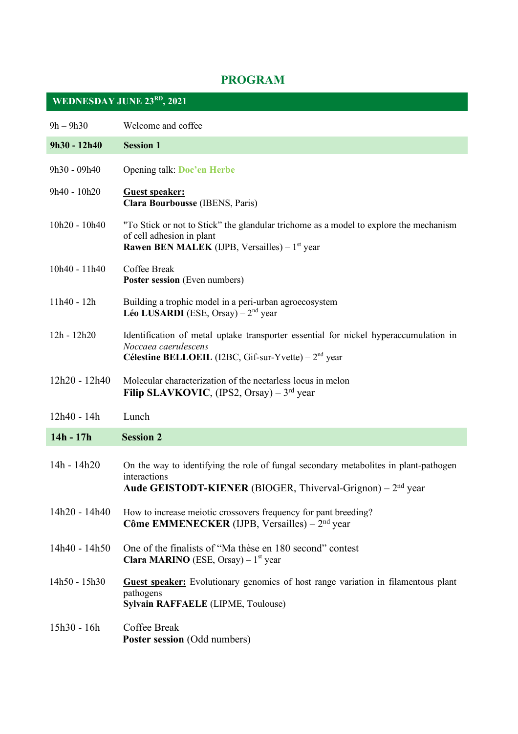# PROGRAM

## WEDNESDAY JUNE 23RD, 2021

| | |
|---|---|
| 9h – 9h30 | Welcome and coffee |
| **9h30 - 12h40** | **Session 1** |
| 9h30 - 09h40 | Opening talk: **Doc'en Herbe** |
| 9h40 - 10h20 | **Guest speaker:**<br>**Clara Bourbousse** (IBENS, Paris) |
| 10h20 - 10h40 | "To Stick or not to Stick" the glandular trichome as a model to explore the mechanism of cell adhesion in plant<br>**Rawen BEN MALEK** (IJPB, Versailles) – 1st year |
| 10h40 - 11h40 | Coffee Break<br>**Poster session** (Even numbers) |
| 11h40 - 12h | Building a trophic model in a peri-urban agroecosystem<br>**Léo LUSARDI** (ESE, Orsay) – 2nd year |
| 12h - 12h20 | Identification of metal uptake transporter essential for nickel hyperaccumulation in *Noccaea caerulescens*<br>**Célestine BELLOEIL** (I2BC, Gif-sur-Yvette) – 2nd year |
| 12h20 - 12h40 | Molecular characterization of the nectarless locus in melon<br>**Filip SLAVKOVIC**, (IPS2, Orsay) – 3rd year |
| 12h40 - 14h | Lunch |
| **14h - 17h** | **Session 2** |
| 14h - 14h20 | On the way to identifying the role of fungal secondary metabolites in plant-pathogen interactions<br>**Aude GEISTODT-KIENER** (BIOGER, Thiverval-Grignon) – 2nd year |
| 14h20 - 14h40 | How to increase meiotic crossovers frequency for pant breeding?<br>**Côme EMMENECKER** (IJPB, Versailles) – 2nd year |
| 14h40 - 14h50 | One of the finalists of "Ma thèse en 180 second" contest<br>**Clara MARINO** (ESE, Orsay) – 1st year |
| 14h50 - 15h30 | **Guest speaker:** Evolutionary genomics of host range variation in filamentous plant pathogens<br>**Sylvain RAFFAELE** (LIPME, Toulouse) |
| 15h30 - 16h | Coffee Break<br>**Poster session** (Odd numbers) |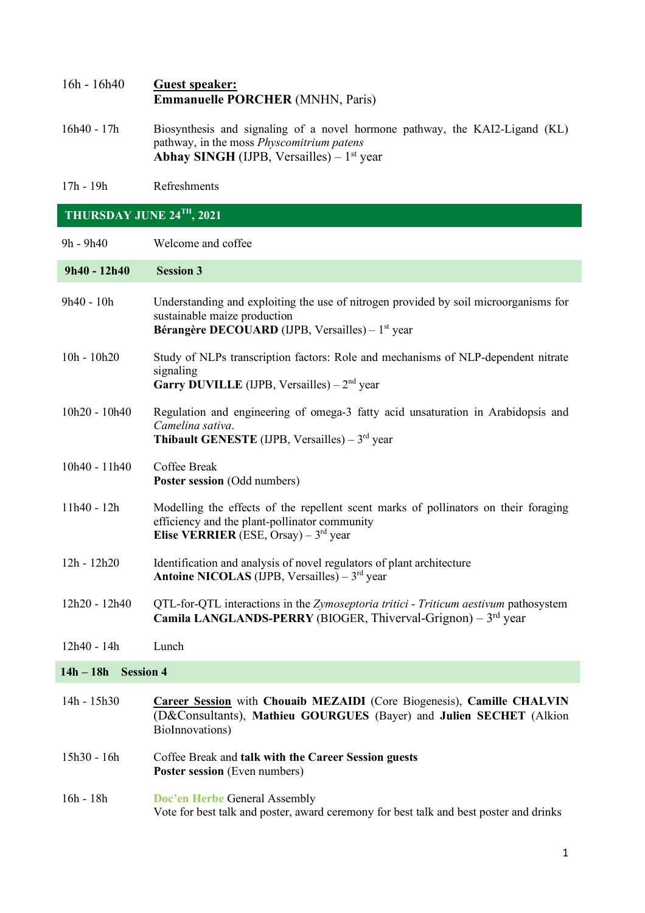| | |
|---|---|
| 16h - 16h40 | <u>**Guest speaker:**</u><br>**Emmanuelle PORCHER** (MNHN, Paris) |
| 16h40 - 17h | Biosynthesis and signaling of a novel hormone pathway, the KAI2-Ligand (KL) pathway, in the moss *Physcomitrium patens*<br>**Abhay SINGH** (IJPB, Versailles) – 1st year |
| 17h - 19h | Refreshments |

## THURSDAY JUNE 24TH, 2021

| | |
|---|---|
| 9h - 9h40 | Welcome and coffee |
| **9h40 - 12h40** | **Session 3** |
| 9h40 - 10h | Understanding and exploiting the use of nitrogen provided by soil microorganisms for sustainable maize production<br>**Bérangère DECOUARD** (IJPB, Versailles) – 1st year |
| 10h - 10h20 | Study of NLPs transcription factors: Role and mechanisms of NLP-dependent nitrate signaling<br>**Garry DUVILLE** (IJPB, Versailles) – 2nd year |
| 10h20 - 10h40 | Regulation and engineering of omega-3 fatty acid unsaturation in Arabidopsis and *Camelina sativa*.<br>**Thibault GENESTE** (IJPB, Versailles) – 3rd year |
| 10h40 - 11h40 | Coffee Break<br>**Poster session** (Odd numbers) |
| 11h40 - 12h | Modelling the effects of the repellent scent marks of pollinators on their foraging efficiency and the plant-pollinator community<br>**Elise VERRIER** (ESE, Orsay) – 3rd year |
| 12h - 12h20 | Identification and analysis of novel regulators of plant architecture<br>**Antoine NICOLAS** (IJPB, Versailles) – 3rd year |
| 12h20 - 12h40 | QTL-for-QTL interactions in the *Zymoseptoria tritici* - *Triticum aestivum* pathosystem<br>**Camila LANGLANDS-PERRY** (BIOGER, Thiverval-Grignon) – 3rd year |
| 12h40 - 14h | Lunch |
| **14h – 18h** | **Session 4** |
| 14h - 15h30 | <u>**Career Session**</u> with **Chouaib MEZAIDI** (Core Biogenesis), **Camille CHALVIN** (D&Consultants), **Mathieu GOURGUES** (Bayer) and **Julien SECHET** (Alkion BioInnovations) |
| 15h30 - 16h | Coffee Break and **talk with the Career Session guests**<br>**Poster session** (Even numbers) |
| 16h - 18h | Doc'en Herbe General Assembly<br>Vote for best talk and poster, award ceremony for best talk and best poster and drinks |